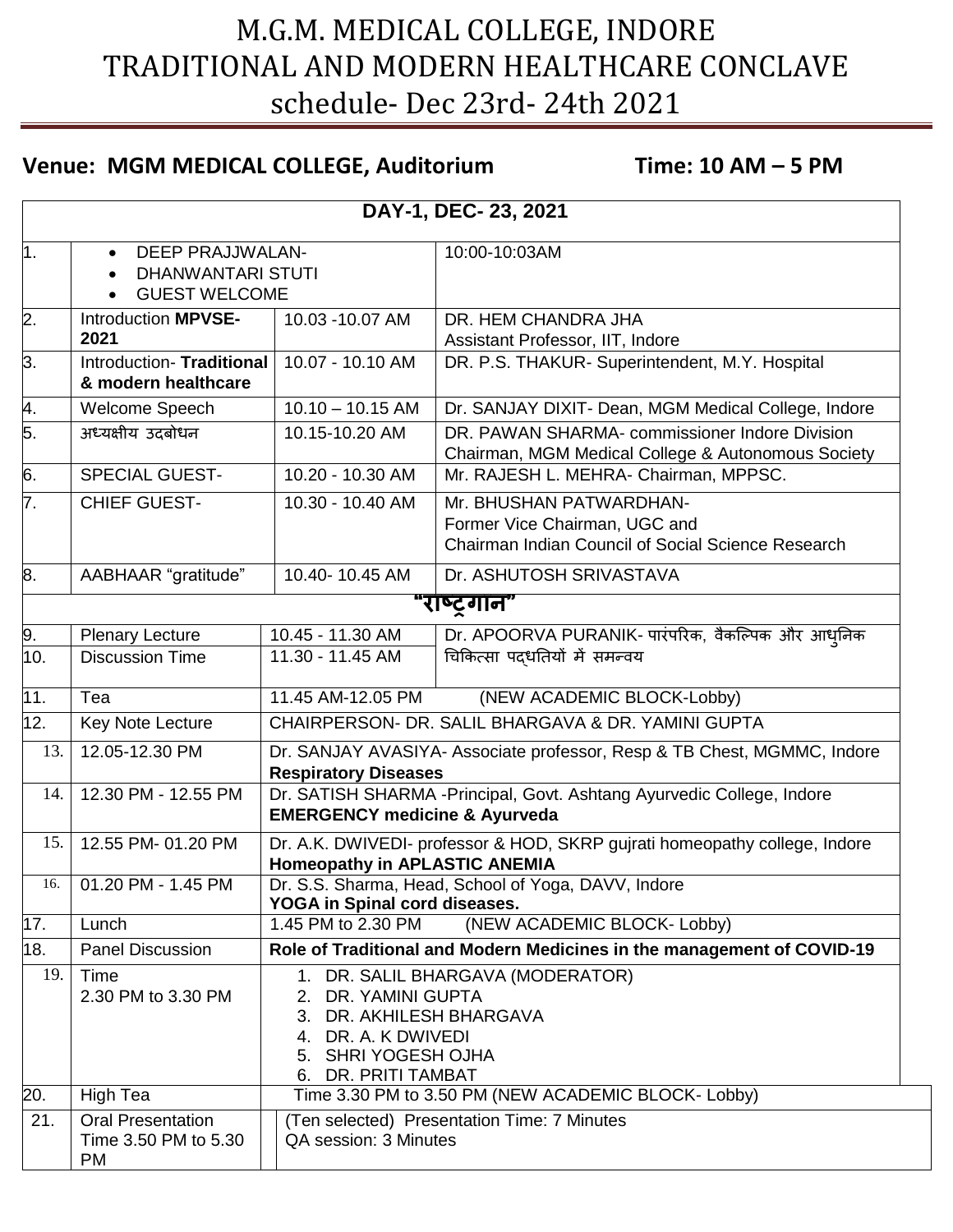# M.G.M. MEDICAL COLLEGE, INDORE
# TRADITIONAL AND MODERN HEALTHCARE CONCLAVE
# schedule- Dec 23rd- 24th 2021

**Venue: MGM MEDICAL COLLEGE, Auditorium** **Time: 10 AM – 5 PM**

| DAY-1, DEC- 23, 2021 | | | |
|---|---|---|---|
| 1. | • DEEP PRAJJWALAN-<br>• DHANWANTARI STUTI<br>• GUEST WELCOME | | 10:00-10:03AM |
| 2. | Introduction **MPVSE-2021** | 10.03 -10.07 AM | DR. HEM CHANDRA JHA<br>Assistant Professor, IIT, Indore |
| 3. | Introduction- **Traditional & modern healthcare** | 10.07 - 10.10 AM | DR. P.S. THAKUR- Superintendent, M.Y. Hospital |
| 4. | Welcome Speech | 10.10 – 10.15 AM | Dr. SANJAY DIXIT- Dean, MGM Medical College, Indore |
| 5. | अध्यक्षीय उदबोधन | 10.15-10.20 AM | DR. PAWAN SHARMA- commissioner Indore Division<br>Chairman, MGM Medical College & Autonomous Society |
| 6. | SPECIAL GUEST- | 10.20 - 10.30 AM | Mr. RAJESH L. MEHRA- Chairman, MPPSC. |
| 7. | CHIEF GUEST- | 10.30 - 10.40 AM | Mr. BHUSHAN PATWARDHAN-<br>Former Vice Chairman, UGC and<br>Chairman Indian Council of Social Science Research |
| 8. | AABHAAR "gratitude" | 10.40- 10.45 AM | Dr. ASHUTOSH SRIVASTAVA |
| **"राष्ट्रगान"** | | | |
| 9. | Plenary Lecture | 10.45 - 11.30 AM | Dr. APOORVA PURANIK- पारंपरिक, वैकल्पिक और आधुनिक चिकित्सा पद्धतियों में समन्वय |
| 10. | Discussion Time | 11.30 - 11.45 AM | |
| 11. | Tea | 11.45 AM-12.05 PM | (NEW ACADEMIC BLOCK-Lobby) |
| 12. | Key Note Lecture | CHAIRPERSON- DR. SALIL BHARGAVA & DR. YAMINI GUPTA | |
| 13. | 12.05-12.30 PM | Dr. SANJAY AVASIYA- Associate professor, Resp & TB Chest, MGMMC, Indore<br>**Respiratory Diseases** | |
| 14. | 12.30 PM - 12.55 PM | Dr. SATISH SHARMA -Principal, Govt. Ashtang Ayurvedic College, Indore<br>**EMERGENCY medicine & Ayurveda** | |
| 15. | 12.55 PM- 01.20 PM | Dr. A.K. DWIVEDI- professor & HOD, SKRP gujrati homeopathy college, Indore<br>**Homeopathy in APLASTIC ANEMIA** | |
| 16. | 01.20 PM - 1.45 PM | Dr. S.S. Sharma, Head, School of Yoga, DAVV, Indore<br>**YOGA in Spinal cord diseases.** | |
| 17. | Lunch | 1.45 PM to 2.30 PM | (NEW ACADEMIC BLOCK- Lobby) |
| 18. | Panel Discussion | **Role of Traditional and Modern Medicines in the management of COVID-19** | |
| 19. | Time<br>2.30 PM to 3.30 PM | 1. DR. SALIL BHARGAVA (MODERATOR)<br>2. DR. YAMINI GUPTA<br>3. DR. AKHILESH BHARGAVA<br>4. DR. A. K DWIVEDI<br>5. SHRI YOGESH OJHA<br>6. DR. PRITI TAMBAT | |
| 20. | High Tea | Time 3.30 PM to 3.50 PM (NEW ACADEMIC BLOCK- Lobby) | |
| 21. | Oral Presentation<br>Time 3.50 PM to 5.30 PM | (Ten selected) Presentation Time: 7 Minutes<br>QA session: 3 Minutes | |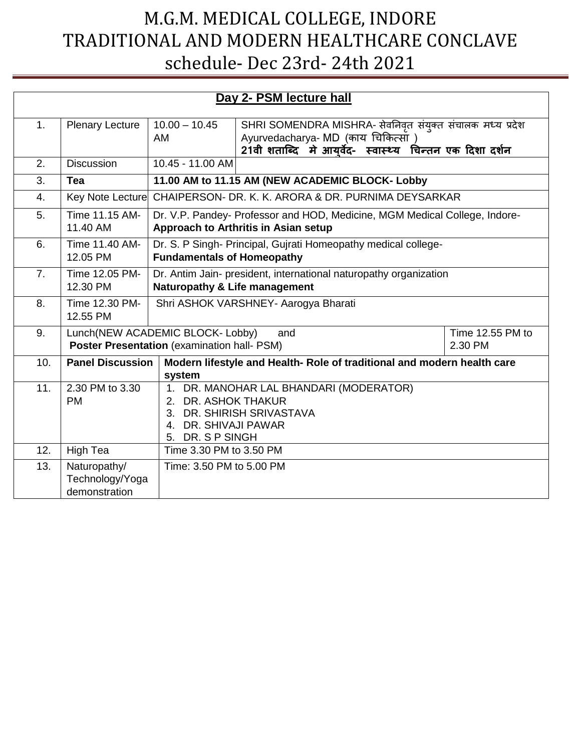# M.G.M. MEDICAL COLLEGE, INDORE
# TRADITIONAL AND MODERN HEALTHCARE CONCLAVE
# schedule- Dec 23rd- 24th 2021

| | | | |
|---|---|---|---|
| **Day 2- PSM lecture hall** | | | |
| 1. | Plenary Lecture | 10.00 – 10.45 AM | SHRI SOMENDRA MISHRA- सेवनिवृत संयुक्त संचालक मध्य प्रदेश Ayurvedacharya- MD (काय चिकित्सा ) **21वी शताब्दि मे आयुर्वेद- स्वास्थ्य चिन्तन एक दिशा दर्शन** |
| 2. | Discussion | 10.45 - 11.00 AM | |
| 3. | **Tea** | **11.00 AM to 11.15 AM (NEW ACADEMIC BLOCK- Lobby** | |
| 4. | Key Note Lecture | CHAIPERSON- DR. K. K. ARORA & DR. PURNIMA DEYSARKAR | |
| 5. | Time 11.15 AM-11.40 AM | Dr. V.P. Pandey- Professor and HOD, Medicine, MGM Medical College, Indore- **Approach to Arthritis in Asian setup** | |
| 6. | Time 11.40 AM-12.05 PM | Dr. S. P Singh- Principal, Gujrati Homeopathy medical college- **Fundamentals of Homeopathy** | |
| 7. | Time 12.05 PM-12.30 PM | Dr. Antim Jain- president, international naturopathy organization **Naturopathy & Life management** | |
| 8. | Time 12.30 PM-12.55 PM | Shri ASHOK VARSHNEY- Aarogya Bharati | |
| 9. | Lunch(NEW ACADEMIC BLOCK- Lobby) and **Poster Presentation** (examination hall- PSM) | | Time 12.55 PM to 2.30 PM |
| 10. | **Panel Discussion** | **Modern lifestyle and Health- Role of traditional and modern health care system** | |
| 11. | 2.30 PM to 3.30 PM | 1. DR. MANOHAR LAL BHANDARI (MODERATOR) 2. DR. ASHOK THAKUR 3. DR. SHIRISH SRIVASTAVA 4. DR. SHIVAJI PAWAR 5. DR. S P SINGH | |
| 12. | High Tea | Time 3.30 PM to 3.50 PM | |
| 13. | Naturopathy/ Technology/Yoga demonstration | Time: 3.50 PM to 5.00 PM | |